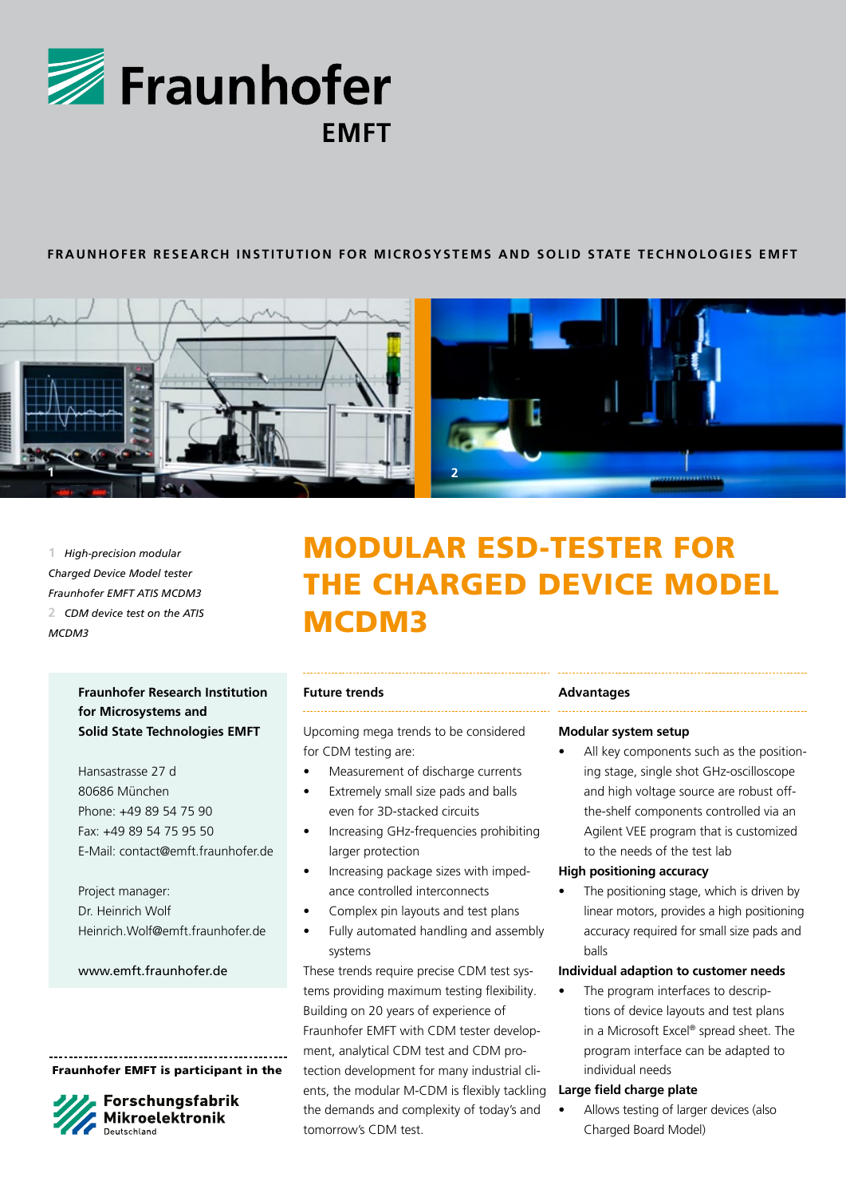# Fraunhofer EMFT

FRAUNHOFER RESEARCH INSTITUTION FOR MICROSYSTEMS AND SOLID STATE TECHNOLOGIES EMFT

1 *High-precision modular Charged Device Model tester Fraunhofer EMFT ATIS MCDM3*

2 *CDM device test on the ATIS MCDM3*

# MODULAR ESD-TESTER FOR THE CHARGED DEVICE MODEL MCDM3

**Fraunhofer Research Institution for Microsystems and Solid State Technologies EMFT**

Hansastrasse 27 d
80686 München
Phone: +49 89 54 75 90
Fax: +49 89 54 75 95 50
E-Mail: contact@emft.fraunhofer.de

Project manager:
Dr. Heinrich Wolf
Heinrich.Wolf@emft.fraunhofer.de

www.emft.fraunhofer.de

**Fraunhofer EMFT is participant in the**

Forschungsfabrik Mikroelektronik Deutschland

## Future trends

Upcoming mega trends to be considered for CDM testing are:

- Measurement of discharge currents
- Extremely small size pads and balls even for 3D-stacked circuits
- Increasing GHz-frequencies prohibiting larger protection
- Increasing package sizes with impedance controlled interconnects
- Complex pin layouts and test plans
- Fully automated handling and assembly systems

These trends require precise CDM test systems providing maximum testing flexibility. Building on 20 years of experience of Fraunhofer EMFT with CDM tester development, analytical CDM test and CDM protection development for many industrial clients, the modular M-CDM is flexibly tackling the demands and complexity of today's and tomorrow's CDM test.

## Advantages

**Modular system setup**

- All key components such as the positioning stage, single shot GHz-oscilloscope and high voltage source are robust off-the-shelf components controlled via an Agilent VEE program that is customized to the needs of the test lab

**High positioning accuracy**

- The positioning stage, which is driven by linear motors, provides a high positioning accuracy required for small size pads and balls

**Individual adaption to customer needs**

- The program interfaces to descriptions of device layouts and test plans in a Microsoft Excel® spread sheet. The program interface can be adapted to individual needs

**Large field charge plate**

- Allows testing of larger devices (also Charged Board Model)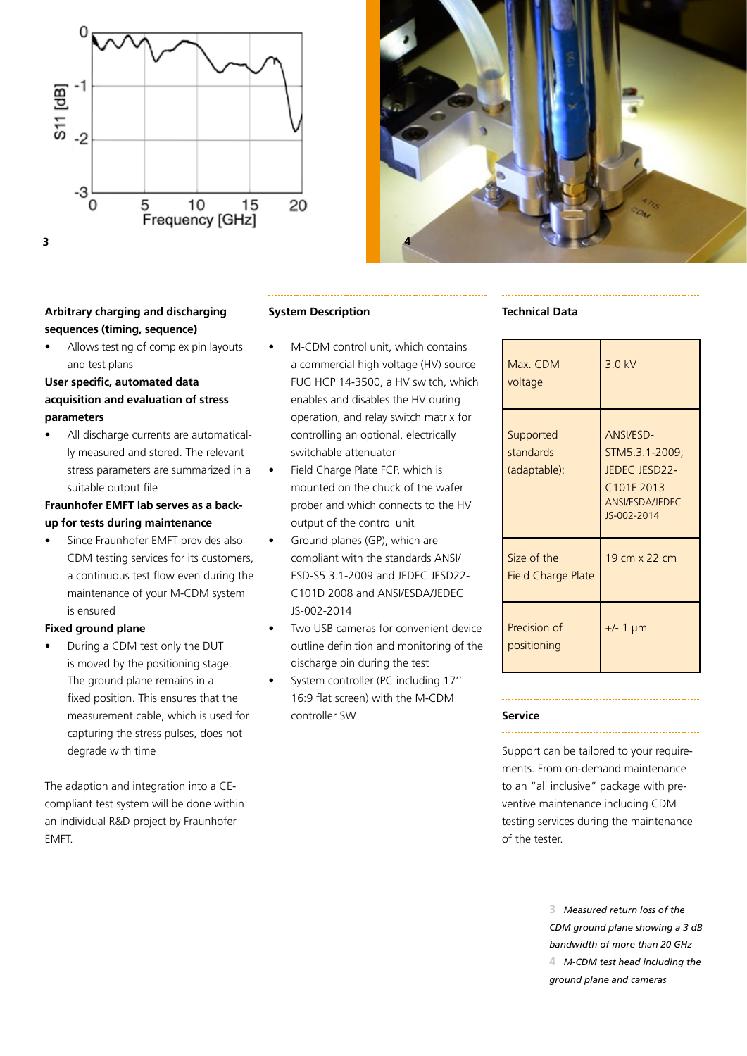0
-1
-2
-3
S11 [dB]
0 5 10 15 20
Frequency [GHz]

3

4

**Arbitrary charging and discharging sequences (timing, sequence)**

- Allows testing of complex pin layouts and test plans

**User specific, automated data acquisition and evaluation of stress parameters**

- All discharge currents are automatically measured and stored. The relevant stress parameters are summarized in a suitable output file

**Fraunhofer EMFT lab serves as a back-up for tests during maintenance**

- Since Fraunhofer EMFT provides also CDM testing services for its customers, a continuous test flow even during the maintenance of your M-CDM system is ensured

**Fixed ground plane**

- During a CDM test only the DUT is moved by the positioning stage. The ground plane remains in a fixed position. This ensures that the measurement cable, which is used for capturing the stress pulses, does not degrade with time

The adaption and integration into a CE-compliant test system will be done within an individual R&D project by Fraunhofer EMFT.

## System Description

- M-CDM control unit, which contains a commercial high voltage (HV) source FUG HCP 14-3500, a HV switch, which enables and disables the HV during operation, and relay switch matrix for controlling an optional, electrically switchable attenuator
- Field Charge Plate FCP, which is mounted on the chuck of the wafer prober and which connects to the HV output of the control unit
- Ground planes (GP), which are compliant with the standards ANSI/ESD-S5.3.1-2009 and JEDEC JESD22-C101D 2008 and ANSI/ESDA/JEDEC JS-002-2014
- Two USB cameras for convenient device outline definition and monitoring of the discharge pin during the test
- System controller (PC including 17'' 16:9 flat screen) with the M-CDM controller SW

## Technical Data

| | |
|---|---|
| Max. CDM voltage | 3.0 kV |
| Supported standards (adaptable): | ANSI/ESD-STM5.3.1-2009; JEDEC JESD22-C101F 2013 ANSI/ESDA/JEDEC JS-002-2014 |
| Size of the Field Charge Plate | 19 cm x 22 cm |
| Precision of positioning | +/- 1 µm |

## Service

Support can be tailored to your requirements. From on-demand maintenance to an "all inclusive" package with preventive maintenance including CDM testing services during the maintenance of the tester.

*3 Measured return loss of the CDM ground plane showing a 3 dB bandwidth of more than 20 GHz*

*4 M-CDM test head including the ground plane and cameras*